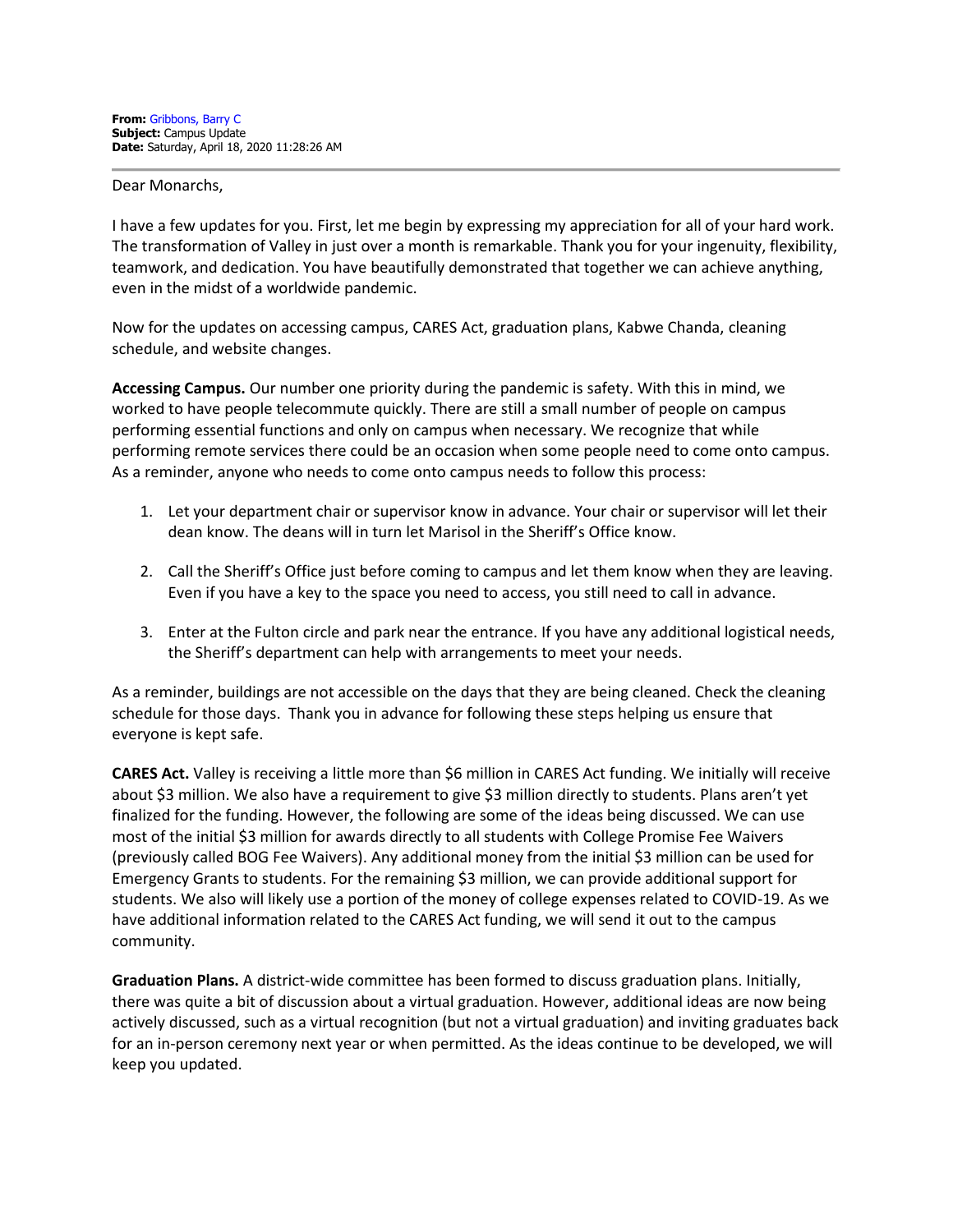**From:** Gribbons, Barry C
**Subject:** Campus Update
**Date:** Saturday, April 18, 2020 11:28:26 AM

---

Dear Monarchs,

I have a few updates for you. First, let me begin by expressing my appreciation for all of your hard work. The transformation of Valley in just over a month is remarkable. Thank you for your ingenuity, flexibility, teamwork, and dedication. You have beautifully demonstrated that together we can achieve anything, even in the midst of a worldwide pandemic.

Now for the updates on accessing campus, CARES Act, graduation plans, Kabwe Chanda, cleaning schedule, and website changes.

**Accessing Campus.** Our number one priority during the pandemic is safety. With this in mind, we worked to have people telecommute quickly. There are still a small number of people on campus performing essential functions and only on campus when necessary. We recognize that while performing remote services there could be an occasion when some people need to come onto campus. As a reminder, anyone who needs to come onto campus needs to follow this process:

1. Let your department chair or supervisor know in advance. Your chair or supervisor will let their dean know. The deans will in turn let Marisol in the Sheriff's Office know.

2. Call the Sheriff's Office just before coming to campus and let them know when they are leaving. Even if you have a key to the space you need to access, you still need to call in advance.

3. Enter at the Fulton circle and park near the entrance. If you have any additional logistical needs, the Sheriff's department can help with arrangements to meet your needs.

As a reminder, buildings are not accessible on the days that they are being cleaned. Check the cleaning schedule for those days. Thank you in advance for following these steps helping us ensure that everyone is kept safe.

**CARES Act.** Valley is receiving a little more than $6 million in CARES Act funding. We initially will receive about $3 million. We also have a requirement to give $3 million directly to students. Plans aren't yet finalized for the funding. However, the following are some of the ideas being discussed. We can use most of the initial $3 million for awards directly to all students with College Promise Fee Waivers (previously called BOG Fee Waivers). Any additional money from the initial $3 million can be used for Emergency Grants to students. For the remaining $3 million, we can provide additional support for students. We also will likely use a portion of the money of college expenses related to COVID-19. As we have additional information related to the CARES Act funding, we will send it out to the campus community.

**Graduation Plans.** A district-wide committee has been formed to discuss graduation plans. Initially, there was quite a bit of discussion about a virtual graduation. However, additional ideas are now being actively discussed, such as a virtual recognition (but not a virtual graduation) and inviting graduates back for an in-person ceremony next year or when permitted. As the ideas continue to be developed, we will keep you updated.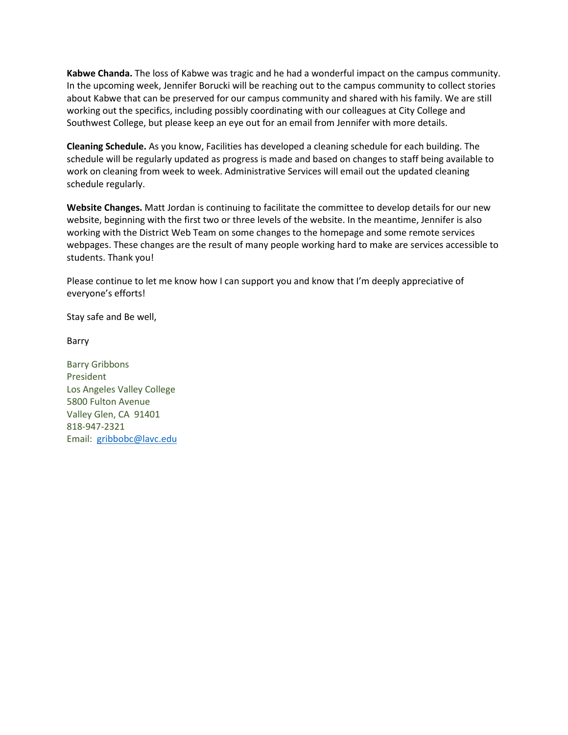**Kabwe Chanda.** The loss of Kabwe was tragic and he had a wonderful impact on the campus community. In the upcoming week, Jennifer Borucki will be reaching out to the campus community to collect stories about Kabwe that can be preserved for our campus community and shared with his family. We are still working out the specifics, including possibly coordinating with our colleagues at City College and Southwest College, but please keep an eye out for an email from Jennifer with more details.

**Cleaning Schedule.** As you know, Facilities has developed a cleaning schedule for each building. The schedule will be regularly updated as progress is made and based on changes to staff being available to work on cleaning from week to week. Administrative Services will email out the updated cleaning schedule regularly.

**Website Changes.** Matt Jordan is continuing to facilitate the committee to develop details for our new website, beginning with the first two or three levels of the website. In the meantime, Jennifer is also working with the District Web Team on some changes to the homepage and some remote services webpages. These changes are the result of many people working hard to make are services accessible to students. Thank you!

Please continue to let me know how I can support you and know that I'm deeply appreciative of everyone's efforts!

Stay safe and Be well,

Barry

Barry Gribbons
President
Los Angeles Valley College
5800 Fulton Avenue
Valley Glen, CA 91401
818-947-2321
Email: gribbobc@lavc.edu